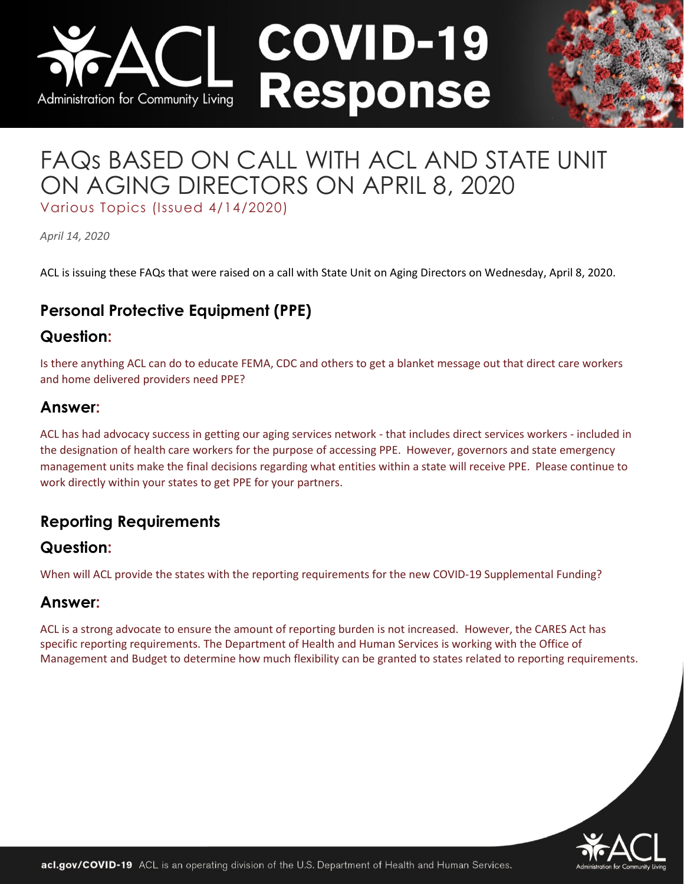# ACL COVID-19 Response

Administration for Community Living

# FAQs BASED ON CALL WITH ACL AND STATE UNIT ON AGING DIRECTORS ON APRIL 8, 2020

Various Topics (Issued 4/14/2020)

*April 14, 2020*

ACL is issuing these FAQs that were raised on a call with State Unit on Aging Directors on Wednesday, April 8, 2020.

## Personal Protective Equipment (PPE)

### Question:

Is there anything ACL can do to educate FEMA, CDC and others to get a blanket message out that direct care workers and home delivered providers need PPE?

### Answer:

ACL has had advocacy success in getting our aging services network - that includes direct services workers - included in the designation of health care workers for the purpose of accessing PPE. However, governors and state emergency management units make the final decisions regarding what entities within a state will receive PPE. Please continue to work directly within your states to get PPE for your partners.

## Reporting Requirements

### Question:

When will ACL provide the states with the reporting requirements for the new COVID-19 Supplemental Funding?

### Answer:

ACL is a strong advocate to ensure the amount of reporting burden is not increased. However, the CARES Act has specific reporting requirements. The Department of Health and Human Services is working with the Office of Management and Budget to determine how much flexibility can be granted to states related to reporting requirements.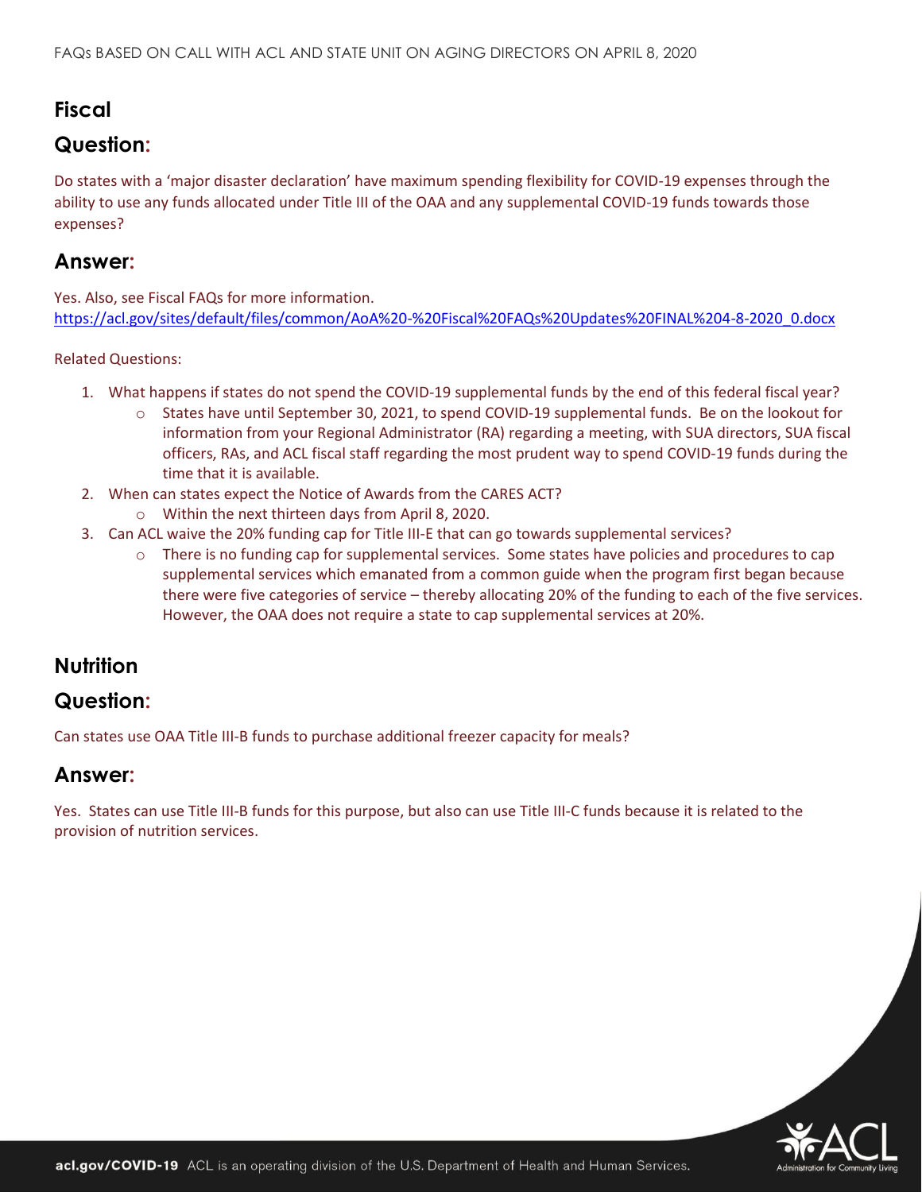FAQs BASED ON CALL WITH ACL AND STATE UNIT ON AGING DIRECTORS ON APRIL 8, 2020

## Fiscal

### Question:

Do states with a 'major disaster declaration' have maximum spending flexibility for COVID-19 expenses through the ability to use any funds allocated under Title III of the OAA and any supplemental COVID-19 funds towards those expenses?

### Answer:

Yes. Also, see Fiscal FAQs for more information.
https://acl.gov/sites/default/files/common/AoA%20-%20Fiscal%20FAQs%20Updates%20FINAL%204-8-2020_0.docx

Related Questions:

1. What happens if states do not spend the COVID-19 supplemental funds by the end of this federal fiscal year?
   - States have until September 30, 2021, to spend COVID-19 supplemental funds. Be on the lookout for information from your Regional Administrator (RA) regarding a meeting, with SUA directors, SUA fiscal officers, RAs, and ACL fiscal staff regarding the most prudent way to spend COVID-19 funds during the time that it is available.
2. When can states expect the Notice of Awards from the CARES ACT?
   - Within the next thirteen days from April 8, 2020.
3. Can ACL waive the 20% funding cap for Title III-E that can go towards supplemental services?
   - There is no funding cap for supplemental services. Some states have policies and procedures to cap supplemental services which emanated from a common guide when the program first began because there were five categories of service – thereby allocating 20% of the funding to each of the five services. However, the OAA does not require a state to cap supplemental services at 20%.

## Nutrition

### Question:

Can states use OAA Title III-B funds to purchase additional freezer capacity for meals?

### Answer:

Yes. States can use Title III-B funds for this purpose, but also can use Title III-C funds because it is related to the provision of nutrition services.